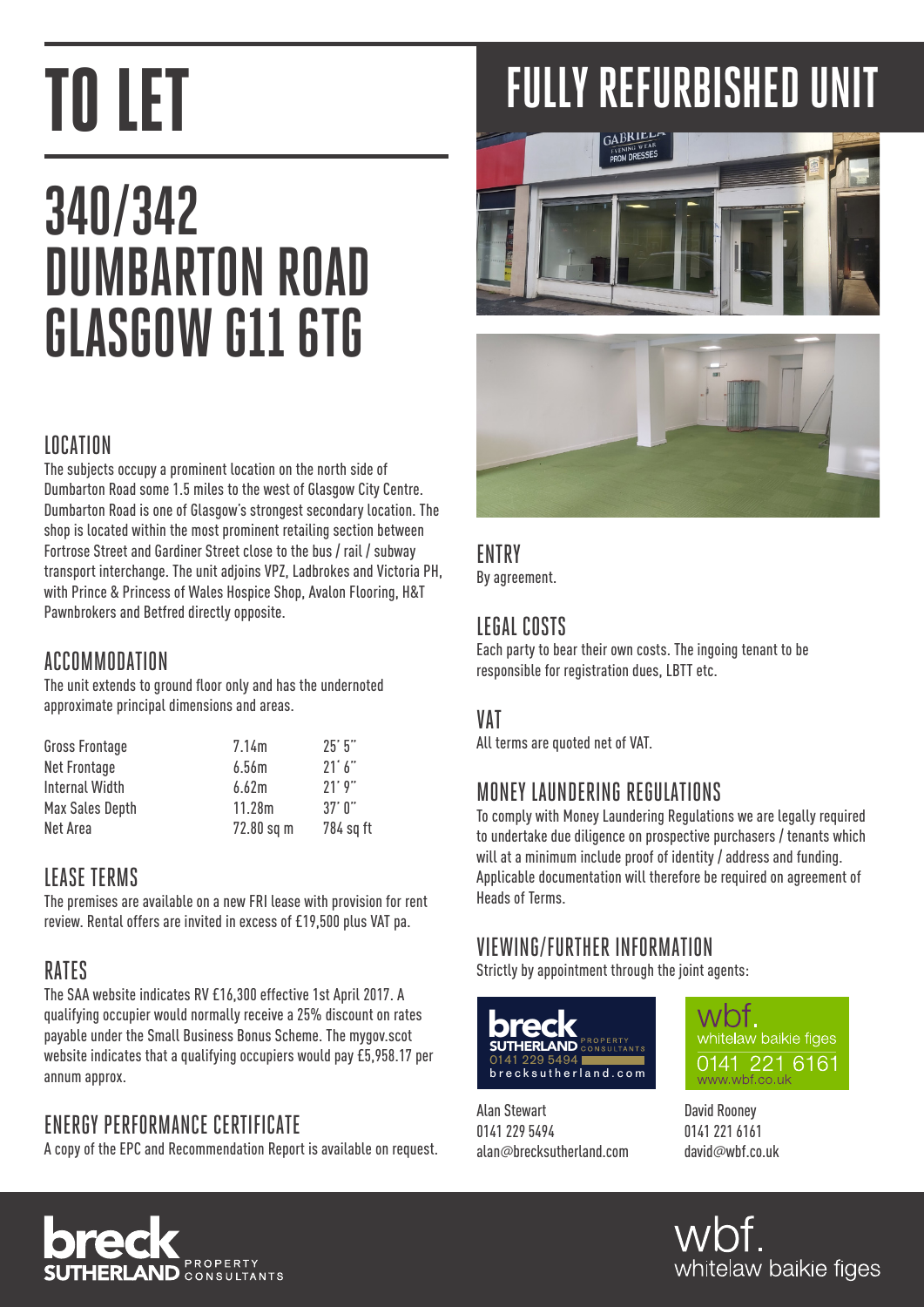# TO LET

# 340/342 DUMBARTON ROAD GLASGOW G11 6TG

## LOCATION

The subjects occupy a prominent location on the north side of Dumbarton Road some 1.5 miles to the west of Glasgow City Centre. Dumbarton Road is one of Glasgow's strongest secondary location. The shop is located within the most prominent retailing section between Fortrose Street and Gardiner Street close to the bus / rail / subway transport interchange. The unit adjoins VPZ, Ladbrokes and Victoria PH, with Prince & Princess of Wales Hospice Shop, Avalon Flooring, H&T Pawnbrokers and Betfred directly opposite.

## ACCOMMODATION

The unit extends to ground floor only and has the undernoted approximate principal dimensions and areas.

| | | |
|---|---|---|
| Gross Frontage | 7.14m | 25' 5" |
| Net Frontage | 6.56m | 21' 6" |
| Internal Width | 6.62m | 21' 9" |
| Max Sales Depth | 11.28m | 37' 0" |
| Net Area | 72.80 sq m | 784 sq ft |

## LEASE TERMS

The premises are available on a new FRI lease with provision for rent review. Rental offers are invited in excess of £19,500 plus VAT pa.

## RATES

The SAA website indicates RV £16,300 effective 1st April 2017. A qualifying occupier would normally receive a 25% discount on rates payable under the Small Business Bonus Scheme. The mygov.scot website indicates that a qualifying occupiers would pay £5,958.17 per annum approx.

## ENERGY PERFORMANCE CERTIFICATE

A copy of the EPC and Recommendation Report is available on request.

# FULLY REFURBISHED UNIT

## ENTRY

By agreement.

## LEGAL COSTS

Each party to bear their own costs. The ingoing tenant to be responsible for registration dues, LBTT etc.

## VAT

All terms are quoted net of VAT.

## MONEY LAUNDERING REGULATIONS

To comply with Money Laundering Regulations we are legally required to undertake due diligence on prospective purchasers / tenants which will at a minimum include proof of identity / address and funding. Applicable documentation will therefore be required on agreement of Heads of Terms.

## VIEWING/FURTHER INFORMATION

Strictly by appointment through the joint agents:

breck SUTHERLAND PROPERTY CONSULTANTS
0141 229 5494
brecksutherland.com

Alan Stewart
0141 229 5494
alan@brecksutherland.com

wbf. whitelaw baikie figes
0141 221 6161
www.wbf.co.uk

David Rooney
0141 221 6161
david@wbf.co.uk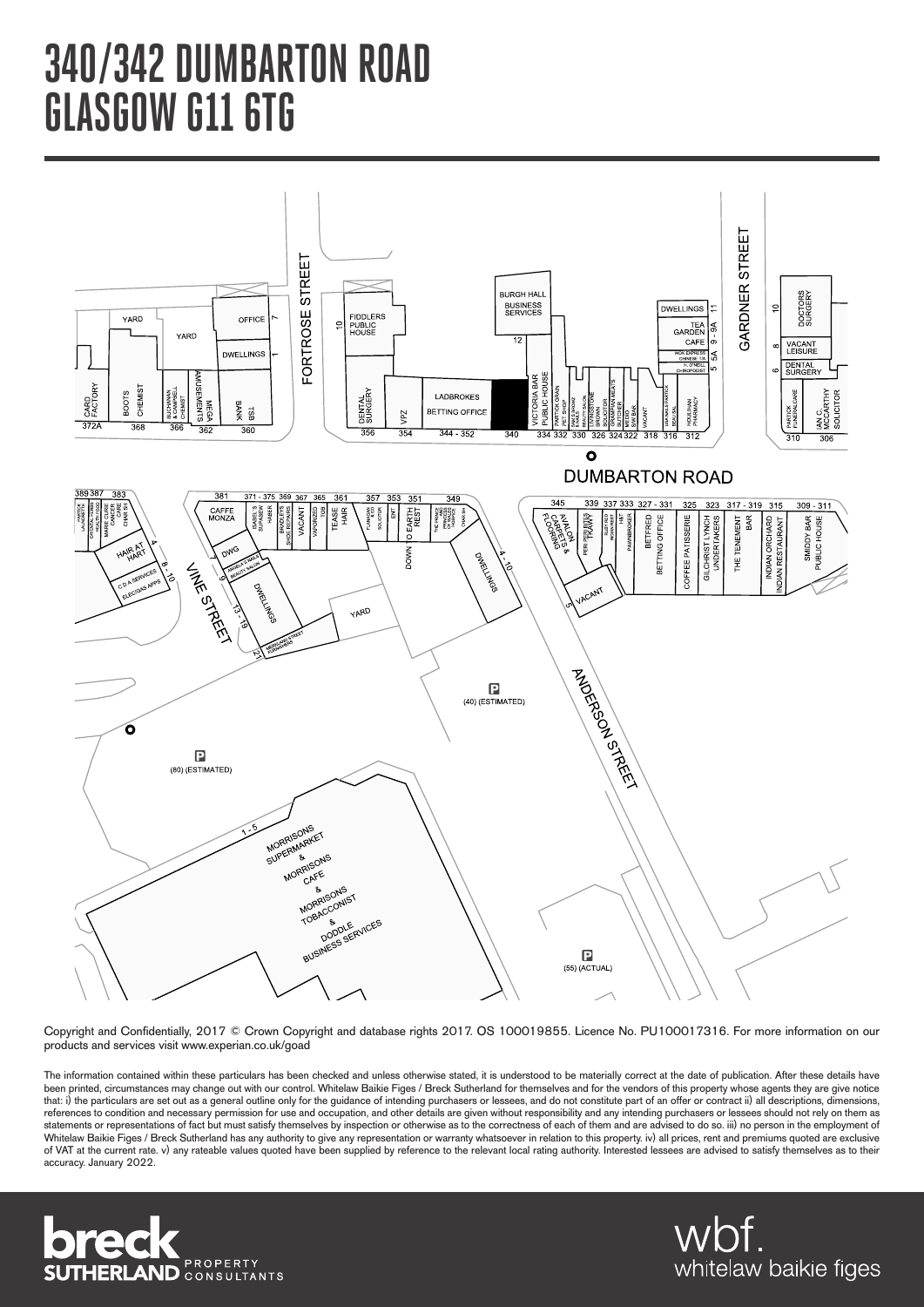# 340/342 DUMBARTON ROAD
# GLASGOW G11 6TG

Copyright and Confidentially, 2017 © Crown Copyright and database rights 2017. OS 100019855. Licence No. PU100017316. For more information on our products and services visit www.experian.co.uk/goad

The information contained within these particulars has been checked and unless otherwise stated, it is understood to be materially correct at the date of publication. After these details have been printed, circumstances may change out with our control. Whitelaw Baikie Figes / Breck Sutherland for themselves and for the vendors of this property whose agents they are give notice that: i) the particulars are set out as a general outline only for the guidance of intending purchasers or lessees, and do not constitute part of an offer or contract ii) all descriptions, dimensions, references to condition and necessary permission for use and occupation, and other details are given without responsibility and any intending purchasers or lessees should not rely on them as statements or representations of fact but must satisfy themselves by inspection or otherwise as to the correctness of each of them and are advised to do so. iii) no person in the employment of Whitelaw Baikie Figes / Breck Sutherland has any authority to give any representation or warranty whatsoever in relation to this property. iv) all prices, rent and premiums quoted are exclusive of VAT at the current rate. v) any rateable values quoted have been supplied by reference to the relevant local rating authority. Interested lessees are advised to satisfy themselves as to their accuracy. January 2022.

breck SUTHERLAND PROPERTY CONSULTANTS

wbf. whitelaw baikie figes